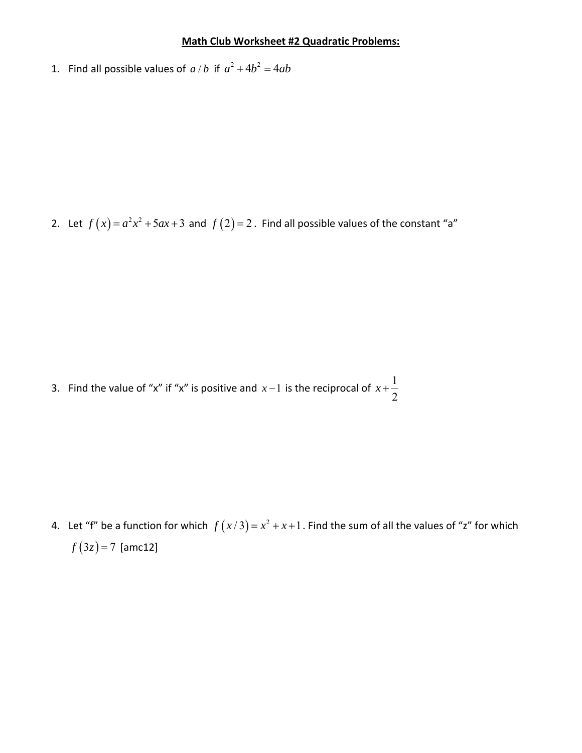# Math Club Worksheet #2 Quadratic Problems:

1. Find all possible values of $a/b$ if $a^2 + 4b^2 = 4ab$

2. Let $f(x) = a^2x^2 + 5ax + 3$ and $f(2) = 2$. Find all possible values of the constant "a"

3. Find the value of "x" if "x" is positive and $x - 1$ is the reciprocal of $x + \frac{1}{2}$

4. Let "f" be a function for which $f(x/3) = x^2 + x + 1$. Find the sum of all the values of "z" for which $f(3z) = 7$ [amc12]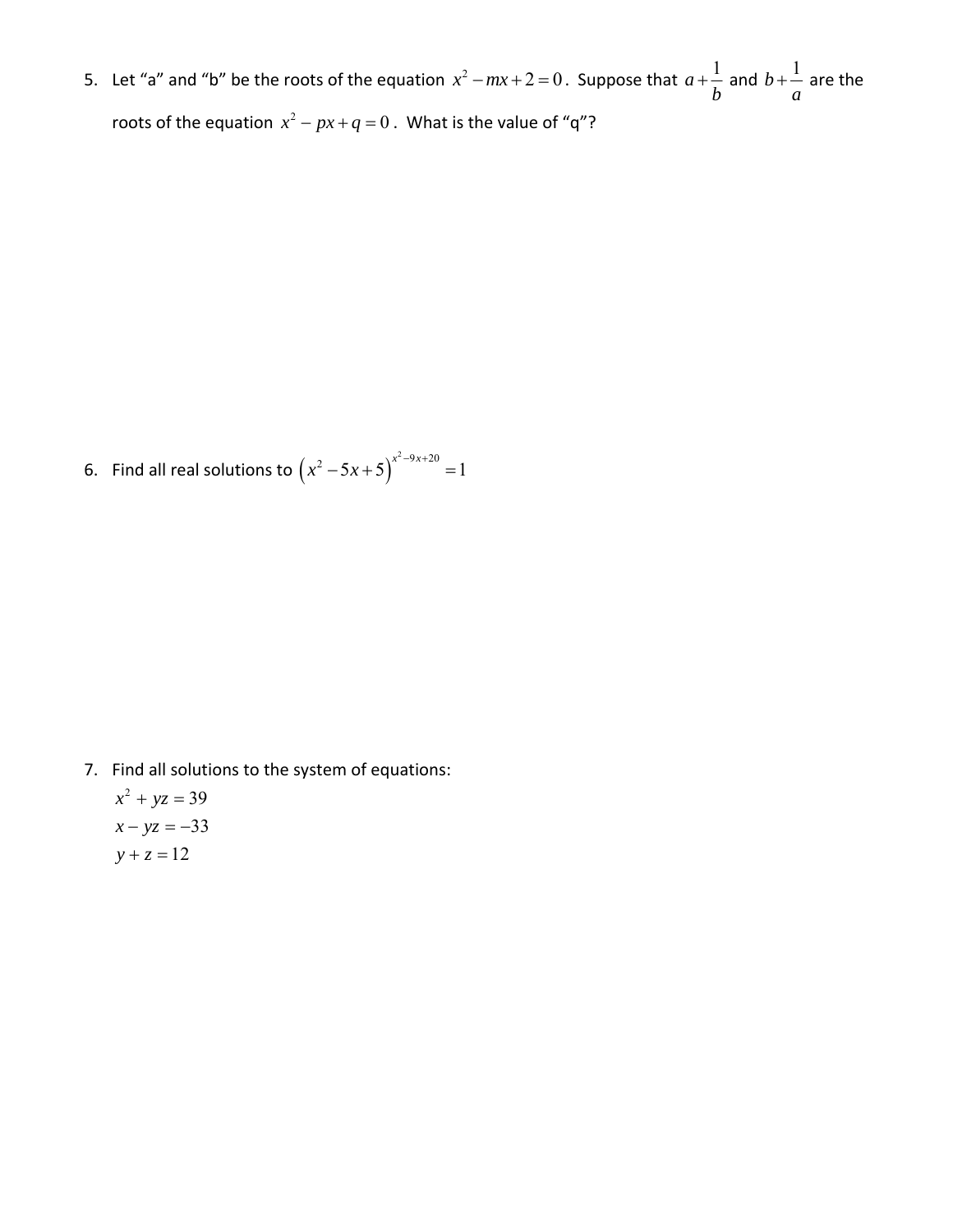5. Let “a” and “b” be the roots of the equation $x^2 - mx + 2 = 0$. Suppose that $a + \frac{1}{b}$ and $b + \frac{1}{a}$ are the roots of the equation $x^2 - px + q = 0$. What is the value of “q”?

6. Find all real solutions to $\left(x^2 - 5x + 5\right)^{x^2 - 9x + 20} = 1$

7. Find all solutions to the system of equations:

$$
\begin{aligned}
x^2 + yz &= 39 \\
x - yz &= -33 \\
y + z &= 12
\end{aligned}
$$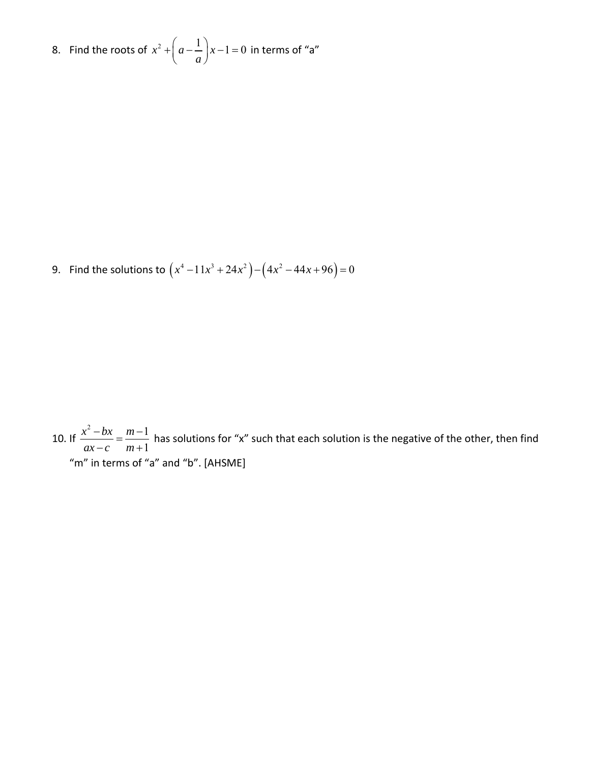8. Find the roots of $x^2 + \left(a - \frac{1}{a}\right)x - 1 = 0$ in terms of "a"

9. Find the solutions to $\left(x^4 - 11x^3 + 24x^2\right) - \left(4x^2 - 44x + 96\right) = 0$

10. If $\frac{x^2 - bx}{ax - c} = \frac{m-1}{m+1}$ has solutions for "x" such that each solution is the negative of the other, then find "m" in terms of "a" and "b". [AHSME]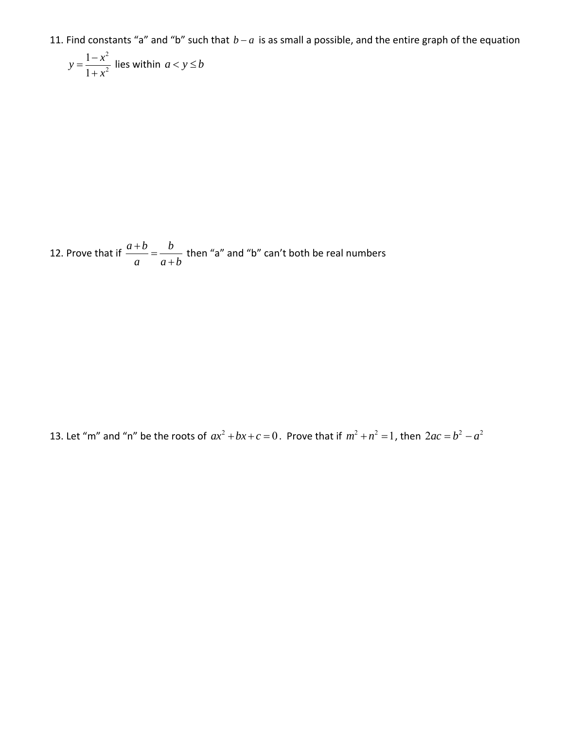11. Find constants "a" and "b" such that $b-a$ is as small a possible, and the entire graph of the equation $y=\frac{1-x^2}{1+x^2}$ lies within $a<y\le b$

12. Prove that if $\frac{a+b}{a}=\frac{b}{a+b}$ then "a" and "b" can't both be real numbers

13. Let "m" and "n" be the roots of $ax^2+bx+c=0$. Prove that if $m^2+n^2=1$, then $2ac=b^2-a^2$